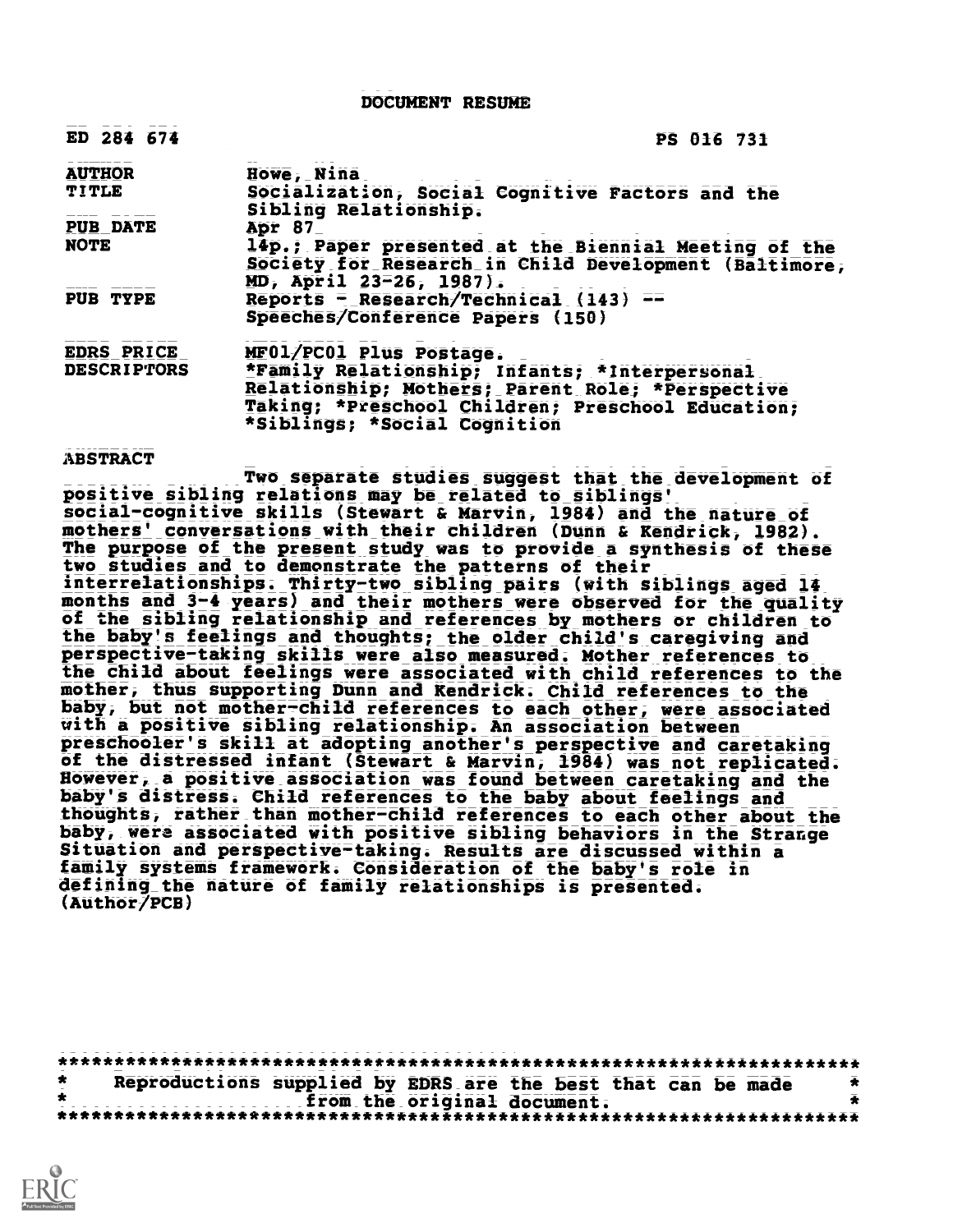# DOCUMENT RESUME

| | |
|---|---|
| ED 284 674 | PS 016 731 |
| AUTHOR | Howe, Nina |
| TITLE | Socialization, Social Cognitive Factors and the Sibling Relationship. |
| PUB DATE | Apr 87 |
| NOTE | 14p.; Paper presented at the Biennial Meeting of the Society for Research in Child Development (Baltimore, MD, April 23-26, 1987). |
| PUB TYPE | Reports - Research/Technical (143) -- Speeches/Conference Papers (150) |
| EDRS PRICE | MF01/PC01 Plus Postage. |
| DESCRIPTORS | *Family Relationship; Infants; *Interpersonal Relationship; Mothers; Parent Role; *Perspective Taking; *Preschool Children; Preschool Education; *Siblings; *Social Cognition |

## ABSTRACT

Two separate studies suggest that the development of positive sibling relations may be related to siblings' social-cognitive skills (Stewart & Marvin, 1984) and the nature of mothers' conversations with their children (Dunn & Kendrick, 1982). The purpose of the present study was to provide a synthesis of these two studies and to demonstrate the patterns of their interrelationships. Thirty-two sibling pairs (with siblings aged 14 months and 3-4 years) and their mothers were observed for the quality of the sibling relationship and references by mothers or children to the baby's feelings and thoughts; the older child's caregiving and perspective-taking skills were also measured. Mother references to the child about feelings were associated with child references to the mother, thus supporting Dunn and Kendrick. Child references to the baby, but not mother-child references to each other, were associated with a positive sibling relationship. An association between preschooler's skill at adopting another's perspective and caretaking of the distressed infant (Stewart & Marvin, 1984) was not replicated. However, a positive association was found between caretaking and the baby's distress. Child references to the baby about feelings and thoughts, rather than mother-child references to each other about the baby, were associated with positive sibling behaviors in the Strange Situation and perspective-taking. Results are discussed within a family systems framework. Consideration of the baby's role in defining the nature of family relationships is presented. (Author/PCB)

***********************************************************************
\* Reproductions supplied by EDRS are the best that can be made \*
\* from the original document. \*
***********************************************************************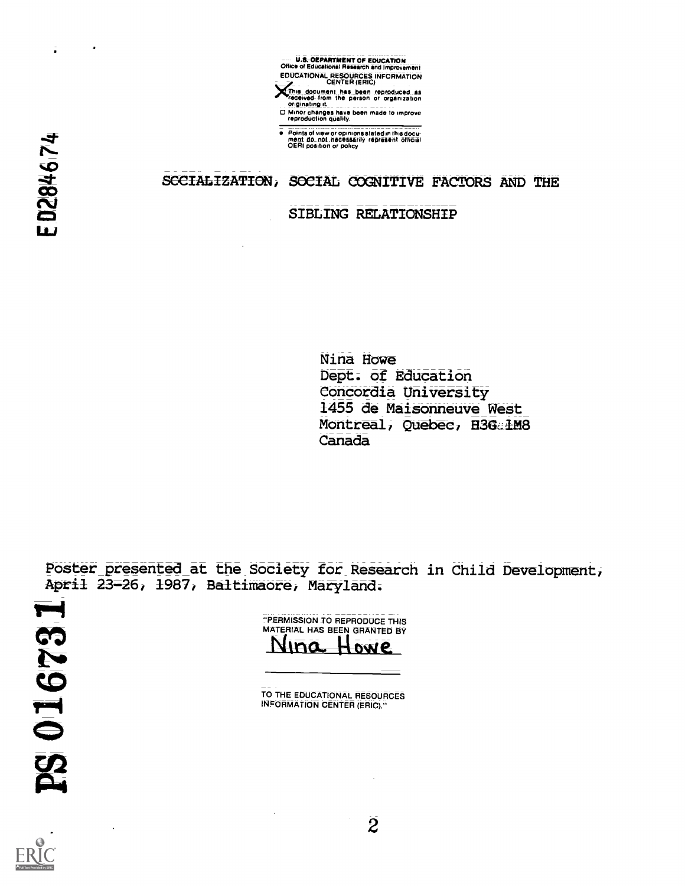U.S. DEPARTMENT OF EDUCATION
Office of Educational Research and Improvement
EDUCATIONAL RESOURCES INFORMATION CENTER (ERIC)

- [X] This document has been reproduced as received from the person or organization originating it.
- [ ] Minor changes have been made to improve reproduction quality.

- Points of view or opinions stated in this document do not necessarily represent official OERI position or policy

ED284674

# SOCIALIZATION, SOCIAL COGNITIVE FACTORS AND THE SIBLING RELATIONSHIP

Nina Howe
Dept. of Education
Concordia University
1455 de Maisonneuve West
Montreal, Quebec, H3G 1M8
Canada

Poster presented at the Society for Research in Child Development, April 23-26, 1987, Baltimaore, Maryland.

PS 016731

"PERMISSION TO REPRODUCE THIS MATERIAL HAS BEEN GRANTED BY
Nina Howe

TO THE EDUCATIONAL RESOURCES INFORMATION CENTER (ERIC)."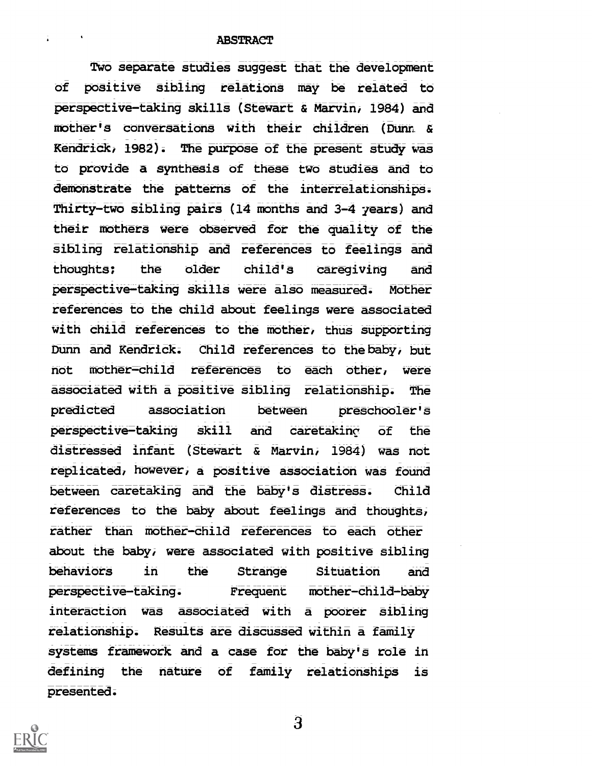# ABSTRACT

Two separate studies suggest that the development of positive sibling relations may be related to perspective-taking skills (Stewart & Marvin, 1984) and mother's conversations with their children (Dunn & Kendrick, 1982). The purpose of the present study was to provide a synthesis of these two studies and to demonstrate the patterns of the interrelationships. Thirty-two sibling pairs (14 months and 3-4 years) and their mothers were observed for the quality of the sibling relationship and references to feelings and thoughts; the older child's caregiving and perspective-taking skills were also measured. Mother references to the child about feelings were associated with child references to the mother, thus supporting Dunn and Kendrick. Child references to the baby, but not mother-child references to each other, were associated with a positive sibling relationship. The predicted association between preschooler's perspective-taking skill and caretaking of the distressed infant (Stewart & Marvin, 1984) was not replicated, however, a positive association was found between caretaking and the baby's distress. Child references to the baby about feelings and thoughts, rather than mother-child references to each other about the baby, were associated with positive sibling behaviors in the Strange Situation and perspective-taking. Frequent mother-child-baby interaction was associated with a poorer sibling relationship. Results are discussed within a family systems framework and a case for the baby's role in defining the nature of family relationships is presented.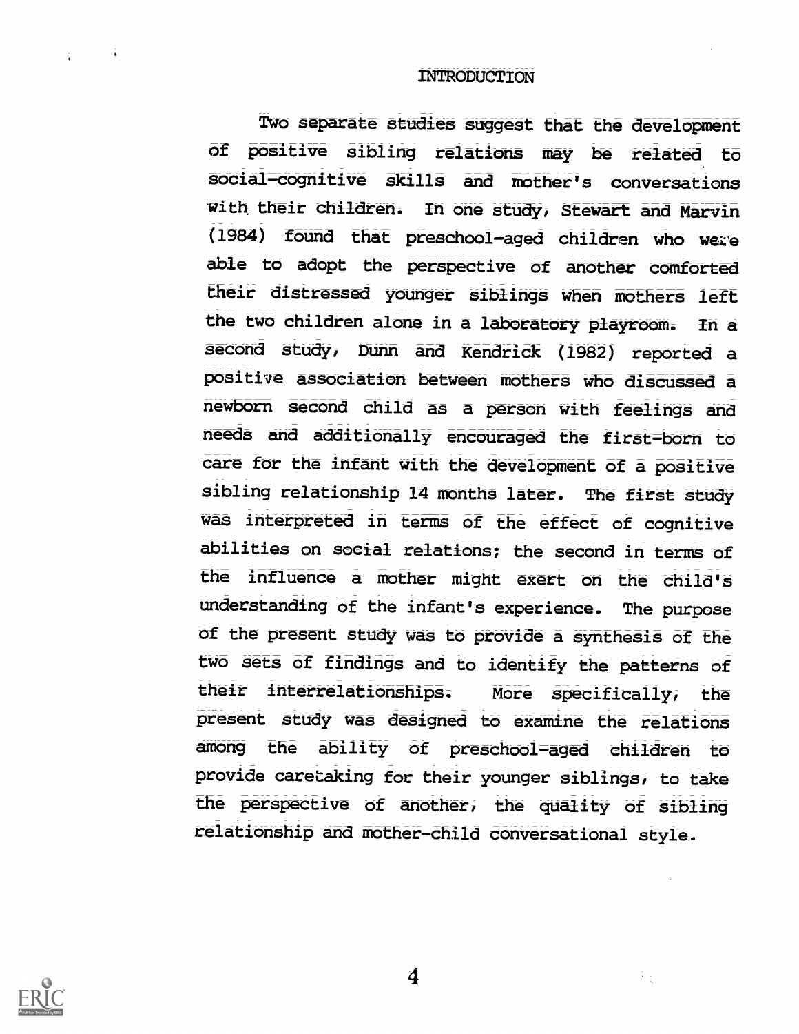# INTRODUCTION

Two separate studies suggest that the development of positive sibling relations may be related to social-cognitive skills and mother's conversations with their children. In one study, Stewart and Marvin (1984) found that preschool-aged children who were able to adopt the perspective of another comforted their distressed younger siblings when mothers left the two children alone in a laboratory playroom. In a second study, Dunn and Kendrick (1982) reported a positive association between mothers who discussed a newborn second child as a person with feelings and needs and additionally encouraged the first-born to care for the infant with the development of a positive sibling relationship 14 months later. The first study was interpreted in terms of the effect of cognitive abilities on social relations; the second in terms of the influence a mother might exert on the child's understanding of the infant's experience. The purpose of the present study was to provide a synthesis of the two sets of findings and to identify the patterns of their interrelationships. More specifically, the present study was designed to examine the relations among the ability of preschool-aged children to provide caretaking for their younger siblings, to take the perspective of another, the quality of sibling relationship and mother-child conversational style.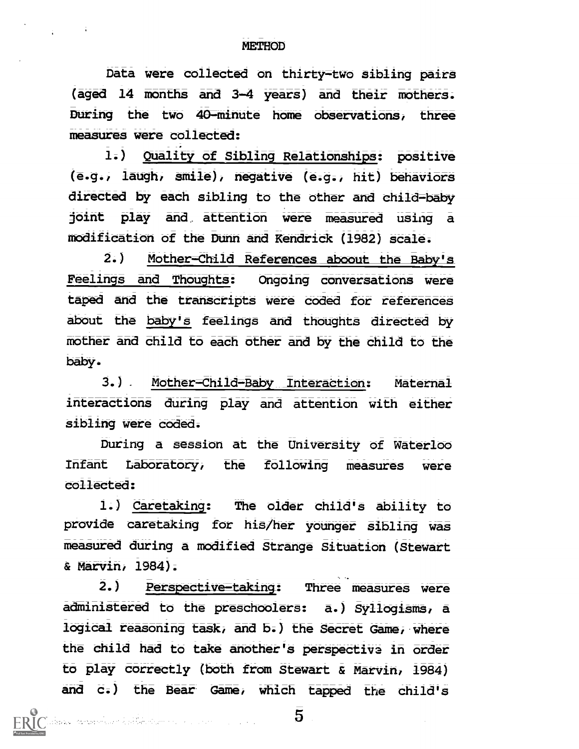# METHOD

Data were collected on thirty-two sibling pairs (aged 14 months and 3-4 years) and their mothers. During the two 40-minute home observations, three measures were collected:

1.) Quality of Sibling Relationships: positive (e.g., laugh, smile), negative (e.g., hit) behaviors directed by each sibling to the other and child-baby joint play and attention were measured using a modification of the Dunn and Kendrick (1982) scale.

2.) Mother-Child References aboout the Baby's Feelings and Thoughts: Ongoing conversations were taped and the transcripts were coded for references about the baby's feelings and thoughts directed by mother and child to each other and by the child to the baby.

3.) Mother-Child-Baby Interaction: Maternal interactions during play and attention with either sibling were coded.

During a session at the University of Waterloo Infant Laboratory, the following measures were collected:

1.) Caretaking: The older child's ability to provide caretaking for his/her younger sibling was measured during a modified Strange Situation (Stewart & Marvin, 1984).

2.) Perspective-taking: Three measures were administered to the preschoolers: a.) Syllogisms, a logical reasoning task, and b.) the Secret Game, where the child had to take another's perspective in order to play correctly (both from Stewart & Marvin, 1984) and c.) the Bear Game, which tapped the child's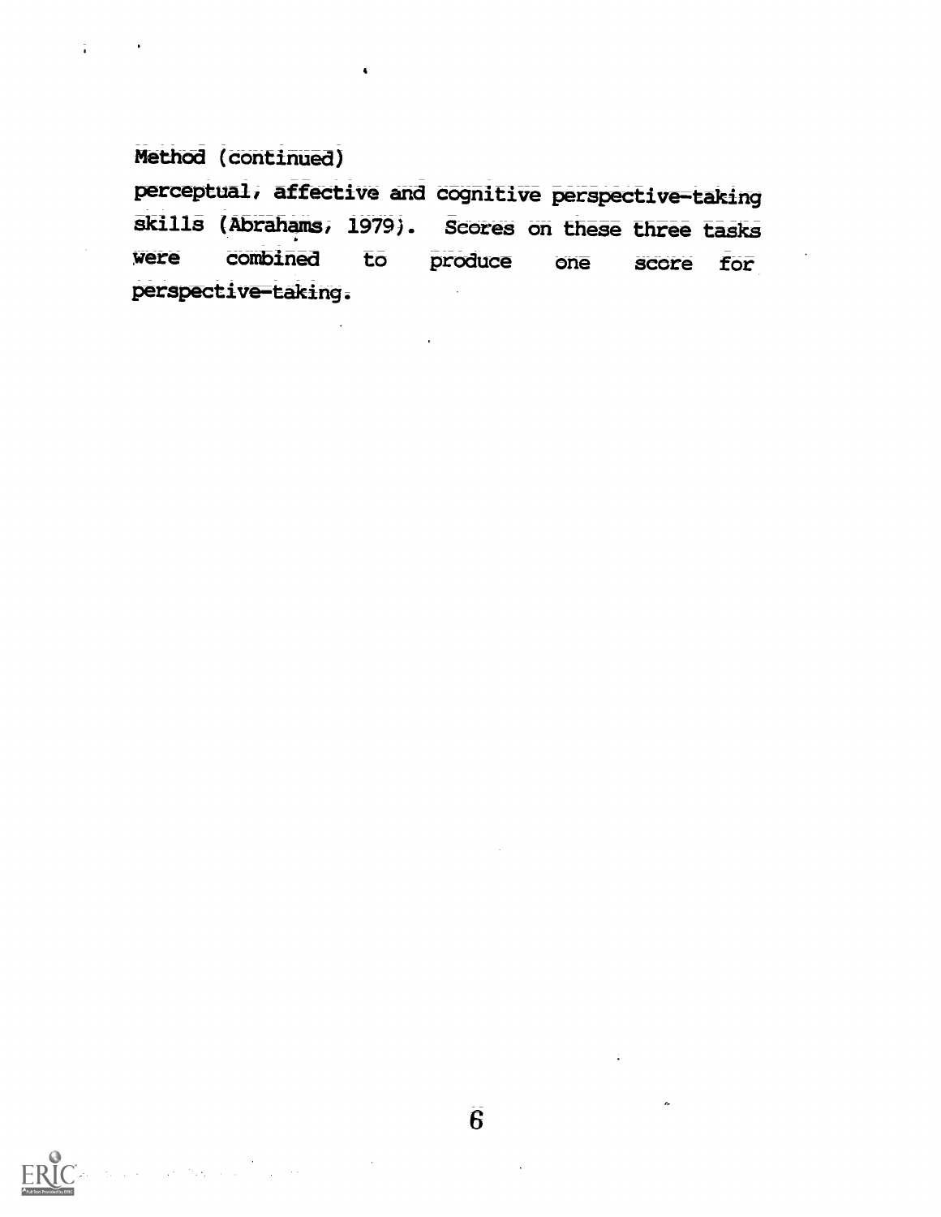Method (continued)

perceptual, affective and cognitive perspective-taking skills (Abrahams, 1979). Scores on these three tasks were combined to produce one score for perspective-taking.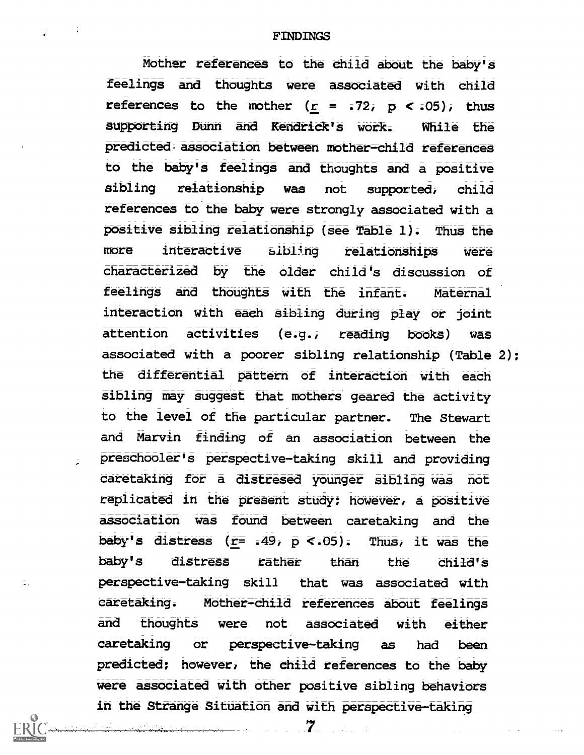## FINDINGS

Mother references to the child about the baby's feelings and thoughts were associated with child references to the mother ($r = .72$, $p < .05$), thus supporting Dunn and Kendrick's work. While the predicted association between mother-child references to the baby's feelings and thoughts and a positive sibling relationship was not supported, child references to the baby were strongly associated with a positive sibling relationship (see Table 1). Thus the more interactive sibling relationships were characterized by the older child's discussion of feelings and thoughts with the infant. Maternal interaction with each sibling during play or joint attention activities (e.g., reading books) was associated with a poorer sibling relationship (Table 2); the differential pattern of interaction with each sibling may suggest that mothers geared the activity to the level of the particular partner. The Stewart and Marvin finding of an association between the preschooler's perspective-taking skill and providing caretaking for a distresed younger sibling was not replicated in the present study; however, a positive association was found between caretaking and the baby's distress ($r = .49$, $p < .05$). Thus, it was the baby's distress rather than the child's perspective-taking skill that was associated with caretaking. Mother-child references about feelings and thoughts were not associated with either caretaking or perspective-taking as had been predicted; however, the child references to the baby were associated with other positive sibling behaviors in the Strange Situation and with perspective-taking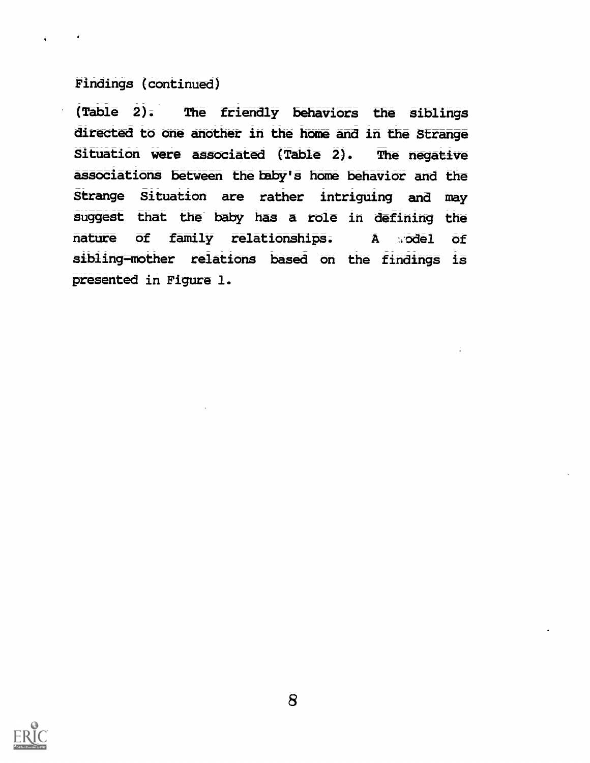Findings (continued)

(Table 2). The friendly behaviors the siblings directed to one another in the home and in the Strange Situation were associated (Table 2). The negative associations between the baby's home behavior and the Strange Situation are rather intriguing and may suggest that the baby has a role in defining the nature of family relationships. A model of sibling-mother relations based on the findings is presented in Figure 1.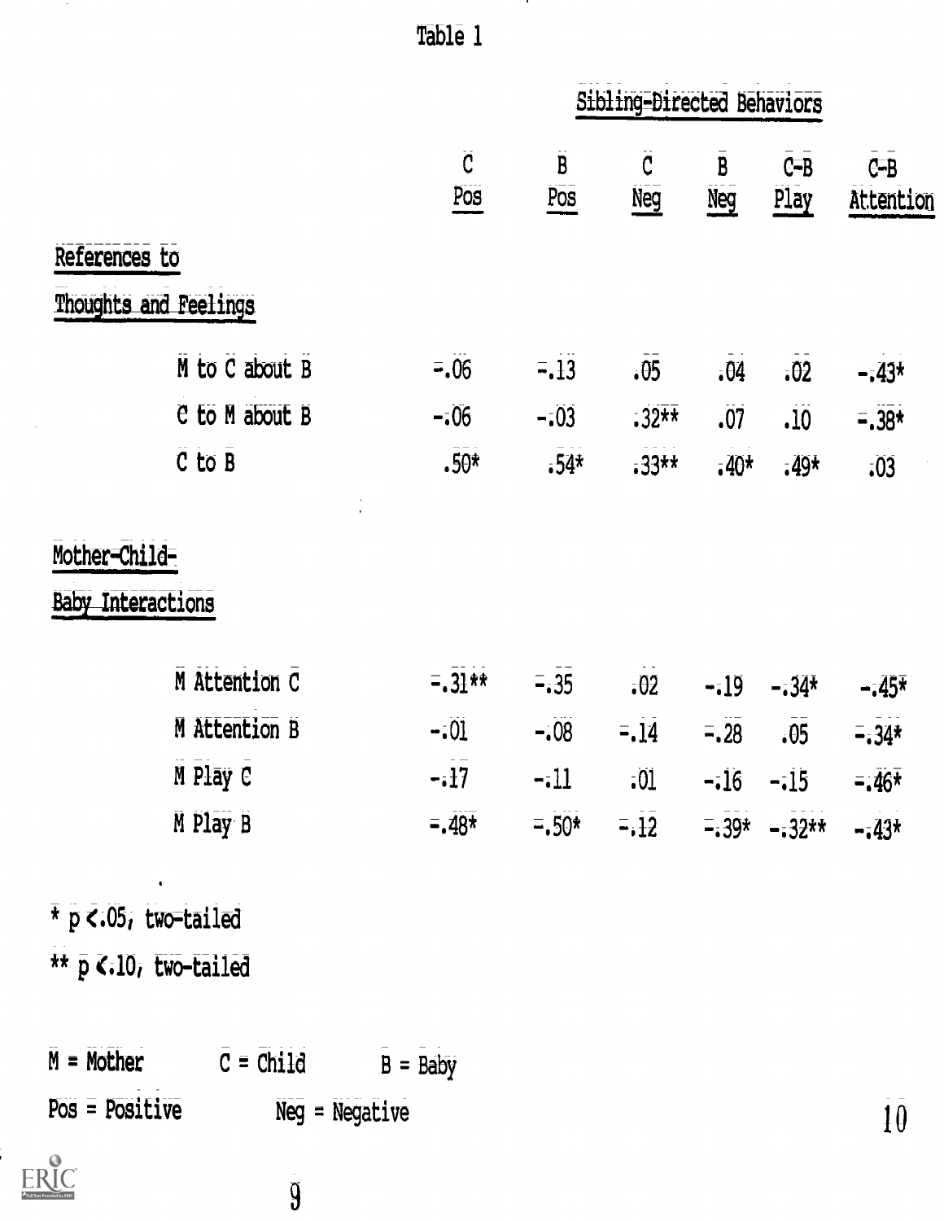Table 1

| | Sibling-Directed Behaviors | | | | | |
|---|---|---|---|---|---|---|
| | C Pos | B Pos | C Neg | B Neg | C-B Play | C-B Attention |
| **References to Thoughts and Feelings** | | | | | | |
| M to C about B | -.06 | -.13 | .05 | .04 | .02 | -.43* |
| C to M about B | -.06 | -.03 | .32** | .07 | .10 | -.38* |
| C to B | .50* | .54* | .33** | .40* | .49* | .03 |
| **Mother-Child-Baby Interactions** | | | | | | |
| M Attention C | -.31** | -.35 | .02 | -.19 | -.34* | -.45* |
| M Attention B | -.01 | -.08 | -.14 | -.28 | .05 | -.34* |
| M Play C | -.17 | -.11 | .01 | -.16 | -.15 | -.46* |
| M Play B | -.48* | -.50* | -.12 | -.39* | -.32** | -.43* |

* $p < .05$, two-tailed

** $p < .10$, two-tailed

M = Mother  C = Child  B = Baby

Pos = Positive  Neg = Negative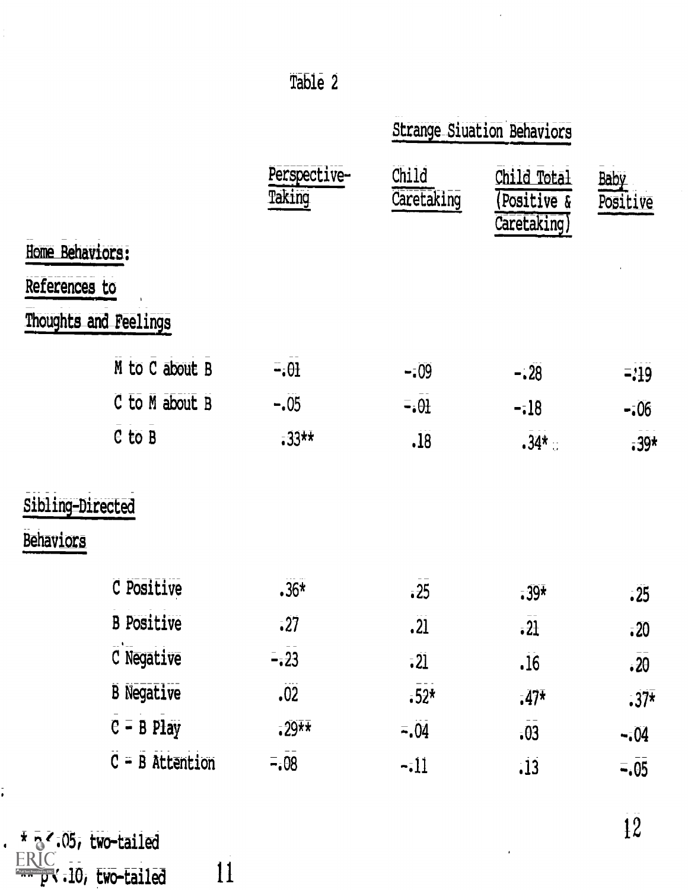Table 2

| | Strange Siuation Behaviors | | | |
|---|---|---|---|---|
| | Perspective-Taking | Child Caretaking | Child Total (Positive & Caretaking) | Baby Positive |
| **Home Behaviors:** | | | | |
| **References to Thoughts and Feelings** | | | | |
| M to C about B | -.01 | -.09 | -.28 | -.19 |
| C to M about B | -.05 | -.01 | -.18 | -.06 |
| C to B | .33** | .18 | .34* | .39* |
| **Sibling-Directed Behaviors** | | | | |
| C Positive | .36* | .25 | .39* | .25 |
| B Positive | .27 | .21 | .21 | .20 |
| C Negative | -.23 | .21 | .16 | .20 |
| B Negative | .02 | .52* | .47* | .37* |
| C - B Play | .29** | -.04 | .03 | -.04 |
| C - B Attention | -.08 | -.11 | .13 | -.05 |

* $p < .05$, two-tailed
** $p < .10$, two-tailed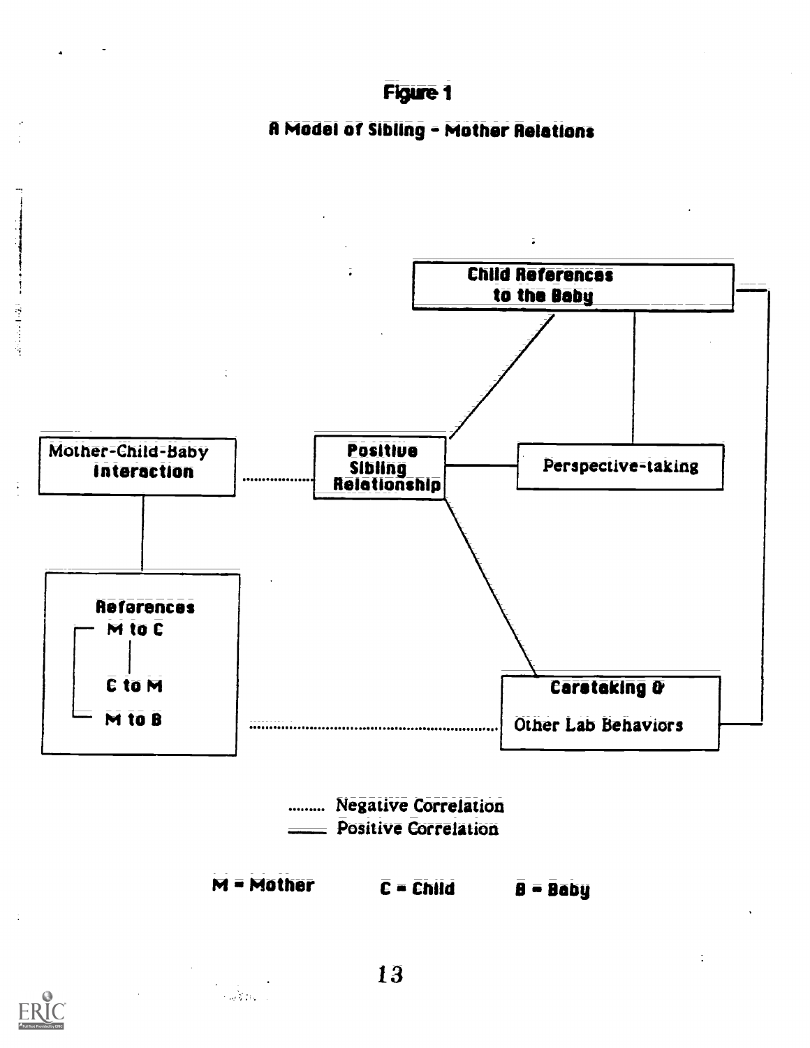# Figure 1

## A Model of Sibling - Mother Relations

Child References to the Baby

Mother-Child-Baby Interaction

Positive Sibling Relationship

Perspective-taking

References
M to C
C to M
M to B

Caretaking & Other Lab Behaviors

........ Negative Correlation
——— Positive Correlation

M = Mother    C = Child    B = Baby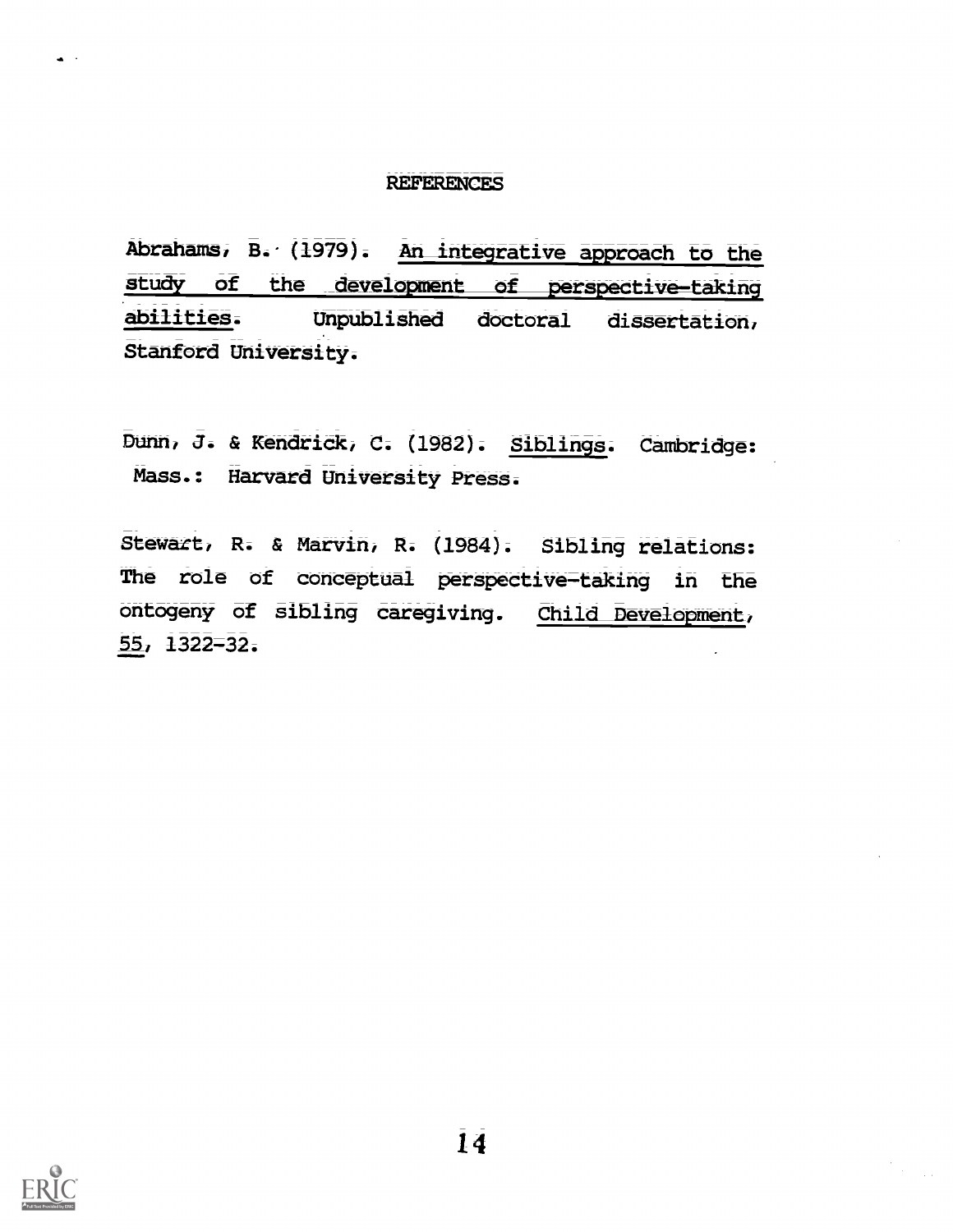# REFERENCES

Abrahams, B. (1979). An integrative approach to the study of the development of perspective-taking abilities. Unpublished doctoral dissertation, Stanford University.

Dunn, J. & Kendrick, C. (1982). Siblings. Cambridge: Mass.: Harvard University Press.

Stewart, R. & Marvin, R. (1984). Sibling relations: The role of conceptual perspective-taking in the ontogeny of sibling caregiving. Child Development, 55, 1322-32.